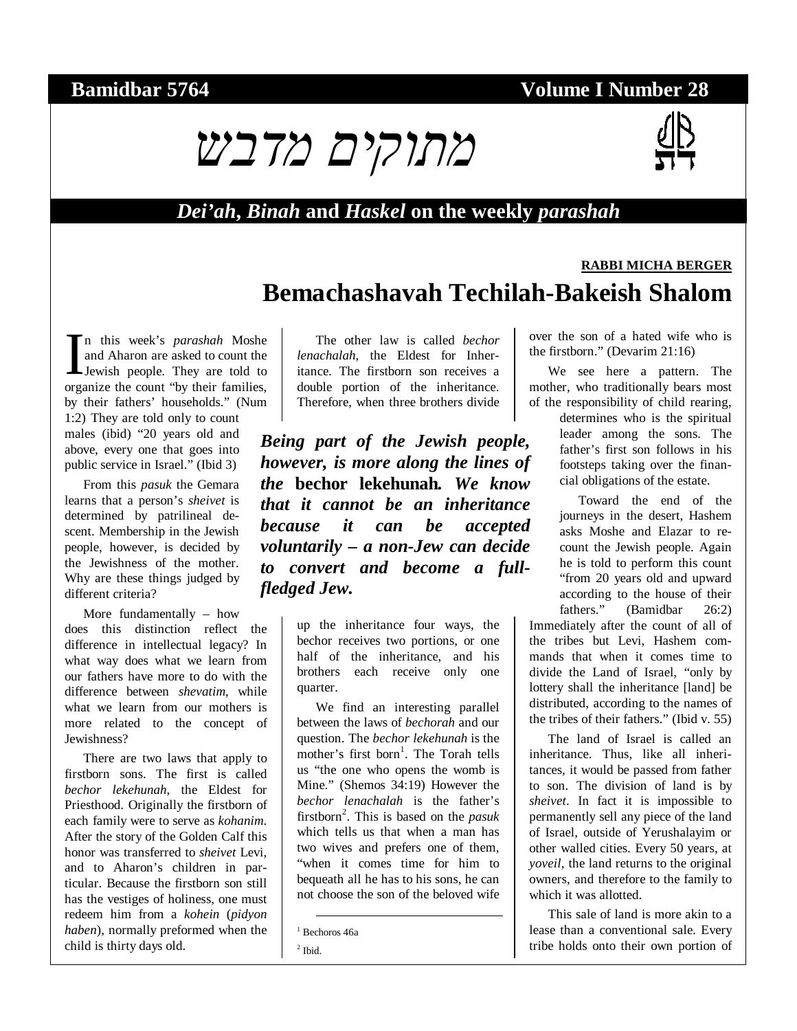**Bamidbar 5764** **Volume I Number 28**

# מתוקים מדבש

***Dei'ah*, *Binah* and *Haskel* on the weekly *parashah***

**RABBI MICHA BERGER**

## Bemachashavah Techilah-Bakeish Shalom

In this week's *parashah* Moshe and Aharon are asked to count the Jewish people. They are told to organize the count "by their families, by their fathers' households." (Num 1:2) They are told only to count males (ibid) "20 years old and above, every one that goes into public service in Israel." (Ibid 3)

From this *pasuk* the Gemara learns that a person's *sheivet* is determined by patrilineal descent. Membership in the Jewish people, however, is decided by the Jewishness of the mother. Why are these things judged by different criteria?

More fundamentally – how does this distinction reflect the difference in intellectual legacy? In what way does what we learn from our fathers have more to do with the difference between *shevatim*, while what we learn from our mothers is more related to the concept of Jewishness?

There are two laws that apply to firstborn sons. The first is called *bechor lekehunah*, the Eldest for Priesthood. Originally the firstborn of each family were to serve as *kohanim*. After the story of the Golden Calf this honor was transferred to *sheivet* Levi, and to Aharon's children in particular. Because the firstborn son still has the vestiges of holiness, one must redeem him from a *kohein* (*pidyon haben*), normally preformed when the child is thirty days old.

The other law is called *bechor lenachalah*, the Eldest for Inheritance. The firstborn son receives a double portion of the inheritance. Therefore, when three brothers divide up the inheritance four ways, the bechor receives two portions, or one half of the inheritance, and his brothers each receive only one quarter.

> ***Being part of the Jewish people, however, is more along the lines of the* bechor lekehunah. *We know that it cannot be an inheritance because it can be accepted voluntarily – a non-Jew can decide to convert and become a full-fledged Jew.***

We find an interesting parallel between the laws of *bechorah* and our question. The *bechor lekehunah* is the mother's first born[1]. The Torah tells us "the one who opens the womb is Mine." (Shemos 34:19) However the *bechor lenachalah* is the father's firstborn[2]. This is based on the *pasuk* which tells us that when a man has two wives and prefers one of them, "when it comes time for him to bequeath all he has to his sons, he can not choose the son of the beloved wife over the son of a hated wife who is the firstborn." (Devarim 21:16)

We see here a pattern. The mother, who traditionally bears most of the responsibility of child rearing, determines who is the spiritual leader among the sons. The father's first son follows in his footsteps taking over the financial obligations of the estate.

Toward the end of the journeys in the desert, Hashem asks Moshe and Elazar to recount the Jewish people. Again he is told to perform this count "from 20 years old and upward according to the house of their fathers." (Bamidbar 26:2) Immediately after the count of all of the tribes but Levi, Hashem commands that when it comes time to divide the Land of Israel, "only by lottery shall the inheritance [land] be distributed, according to the names of the tribes of their fathers." (Ibid v. 55)

The land of Israel is called an inheritance. Thus, like all inheritances, it would be passed from father to son. The division of land is by *sheivet*. In fact it is impossible to permanently sell any piece of the land of Israel, outside of Yerushalayim or other walled cities. Every 50 years, at *yoveil*, the land returns to the original owners, and therefore to the family to which it was allotted.

This sale of land is more akin to a lease than a conventional sale. Every tribe holds onto their own portion of

[1] Bechoros 46a

[2] Ibid.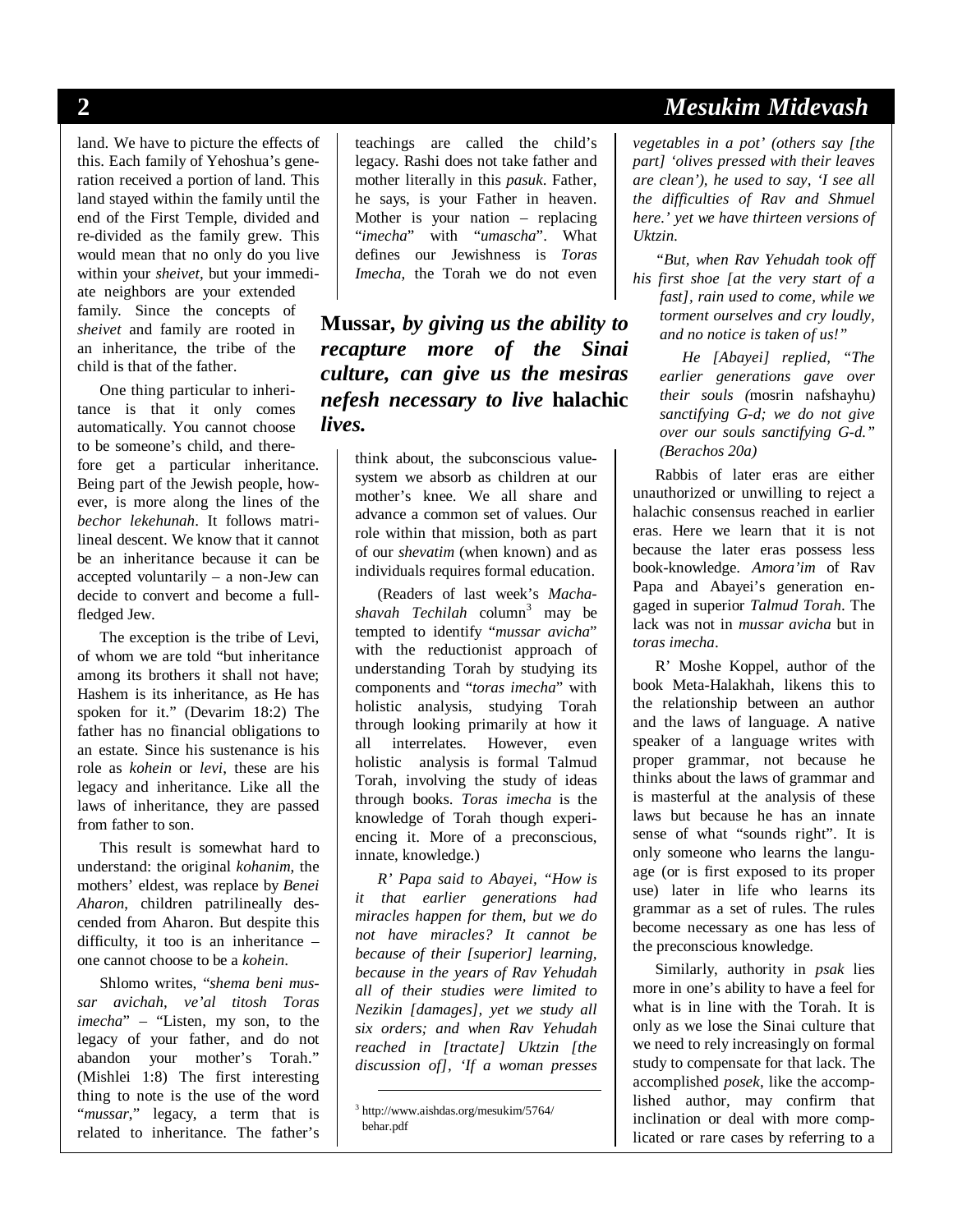land. We have to picture the effects of this. Each family of Yehoshua's generation received a portion of land. This land stayed within the family until the end of the First Temple, divided and re-divided as the family grew. This would mean that no only do you live within your *sheivet*, but your immediate neighbors are your extended family. Since the concepts of *sheivet* and family are rooted in an inheritance, the tribe of the child is that of the father.

One thing particular to inheritance is that it only comes automatically. You cannot choose to be someone's child, and therefore get a particular inheritance. Being part of the Jewish people, however, is more along the lines of the *bechor lekehunah*. It follows matrilineal descent. We know that it cannot be an inheritance because it can be accepted voluntarily – a non-Jew can decide to convert and become a full-fledged Jew.

The exception is the tribe of Levi, of whom we are told "but inheritance among its brothers it shall not have; Hashem is its inheritance, as He has spoken for it." (Devarim 18:2) The father has no financial obligations to an estate. Since his sustenance is his role as *kohein* or *levi*, these are his legacy and inheritance. Like all the laws of inheritance, they are passed from father to son.

This result is somewhat hard to understand: the original *kohanim*, the mothers' eldest, was replace by *Benei Aharon*, children patrilineally descended from Aharon. But despite this difficulty, it too is an inheritance – one cannot choose to be a *kohein*.

Shlomo writes, "*shema beni mussar avichah, ve'al titosh Toras imecha*" – "Listen, my son, to the legacy of your father, and do not abandon your mother's Torah." (Mishlei 1:8) The first interesting thing to note is the use of the word "*mussar*," legacy, a term that is related to inheritance. The father's teachings are called the child's legacy. Rashi does not take father and mother literally in this *pasuk*. Father, he says, is your Father in heaven. Mother is your nation – replacing "*imecha*" with "*umascha*". What defines our Jewishness is *Toras Imecha*, the Torah we do not even think about, the subconscious value-system we absorb as children at our mother's knee. We all share and advance a common set of values. Our role within that mission, both as part of our *shevatim* (when known) and as individuals requires formal education.

> **Mussar,** ***by giving us the ability to recapture more of the Sinai culture, can give us the mesiras nefesh necessary to live*** **halachic** ***lives.***

(Readers of last week's *Machashavah Techilah* column[3] may be tempted to identify "*mussar avicha*" with the reductionist approach of understanding Torah by studying its components and "*toras imecha*" with holistic analysis, studying Torah through looking primarily at how it all interrelates. However, even holistic analysis is formal Talmud Torah, involving the study of ideas through books. *Toras imecha* is the knowledge of Torah though experiencing it. More of a preconscious, innate, knowledge.)

*R' Papa said to Abayei, "How is it that earlier generations had miracles happen for them, but we do not have miracles? It cannot be because of their [superior] learning, because in the years of Rav Yehudah all of their studies were limited to Nezikin [damages], yet we study all six orders; and when Rav Yehudah reached in [tractate] Uktzin [the discussion of], 'If a woman presses vegetables in a pot' (others say [the part] 'olives pressed with their leaves are clean'), he used to say, 'I see all the difficulties of Rav and Shmuel here.' yet we have thirteen versions of Uktzin.*

*"But, when Rav Yehudah took off his first shoe [at the very start of a fast], rain used to come, while we torment ourselves and cry loudly, and no notice is taken of us!"*

*He [Abayei] replied, "The earlier generations gave over their souls (*mosrin nafshayhu*) sanctifying G-d; we do not give over our souls sanctifying G-d." (Berachos 20a)*

Rabbis of later eras are either unauthorized or unwilling to reject a halachic consensus reached in earlier eras. Here we learn that it is not because the later eras possess less book-knowledge. *Amora'im* of Rav Papa and Abayei's generation engaged in superior *Talmud Torah*. The lack was not in *mussar avicha* but in *toras imecha*.

R' Moshe Koppel, author of the book Meta-Halakhah, likens this to the relationship between an author and the laws of language. A native speaker of a language writes with proper grammar, not because he thinks about the laws of grammar and is masterful at the analysis of these laws but because he has an innate sense of what "sounds right". It is only someone who learns the language (or is first exposed to its proper use) later in life who learns its grammar as a set of rules. The rules become necessary as one has less of the preconscious knowledge.

Similarly, authority in *psak* lies more in one's ability to have a feel for what is in line with the Torah. It is only as we lose the Sinai culture that we need to rely increasingly on formal study to compensate for that lack. The accomplished *posek*, like the accomplished author, may confirm that inclination or deal with more complicated or rare cases by referring to a

---

[3] http://www.aishdas.org/mesukim/5764/behar.pdf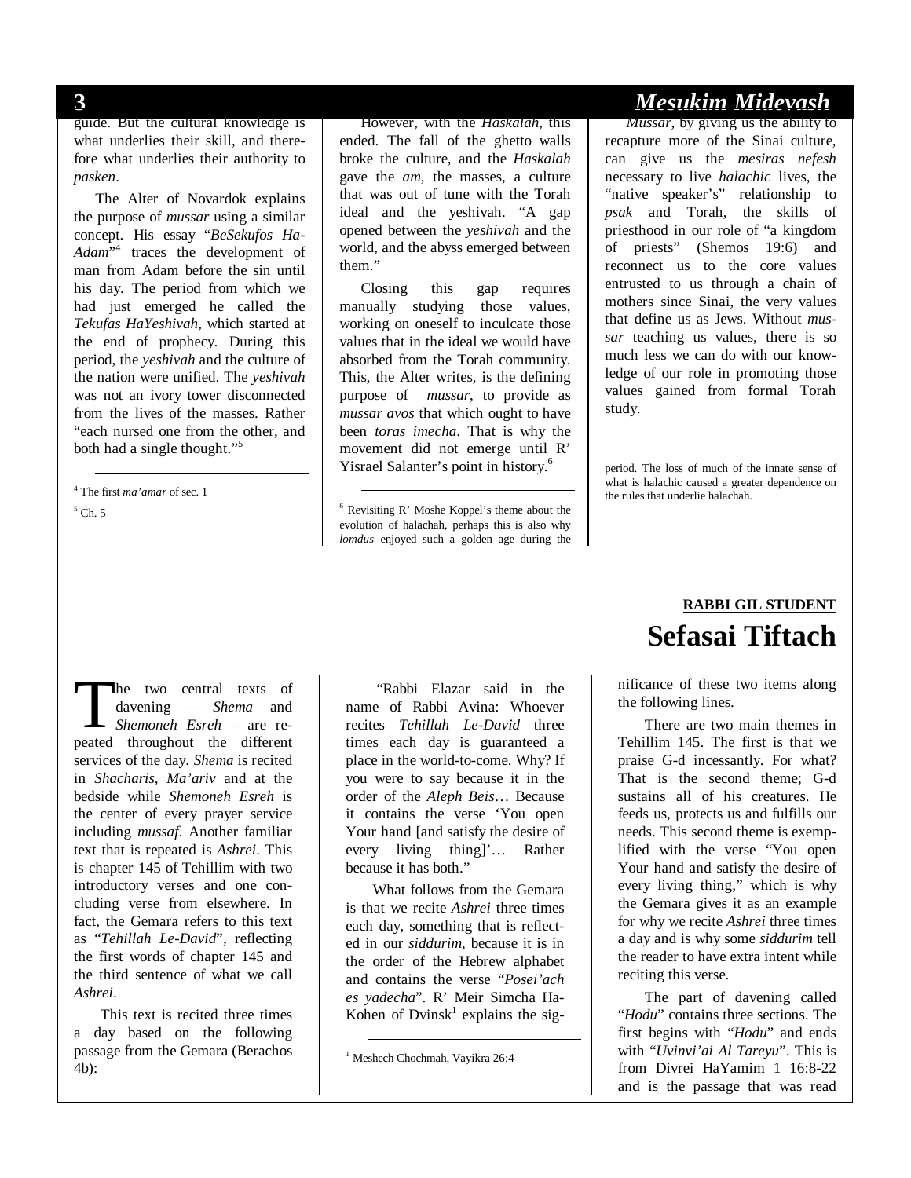guide. But the cultural knowledge is what underlies their skill, and therefore what underlies their authority to *pasken*.

The Alter of Novardok explains the purpose of *mussar* using a similar concept. His essay "*BeSekufos HaAdam*"[4] traces the development of man from Adam before the sin until his day. The period from which we had just emerged he called the *Tekufas HaYeshivah*, which started at the end of prophecy. During this period, the *yeshivah* and the culture of the nation were unified. The *yeshivah* was not an ivory tower disconnected from the lives of the masses. Rather "each nursed one from the other, and both had a single thought."[5]

However, with the *Haskalah*, this ended. The fall of the ghetto walls broke the culture, and the *Haskalah* gave the *am*, the masses, a culture that was out of tune with the Torah ideal and the yeshivah. "A gap opened between the *yeshivah* and the world, and the abyss emerged between them."

Closing this gap requires manually studying those values, working on oneself to inculcate those values that in the ideal we would have absorbed from the Torah community. This, the Alter writes, is the defining purpose of *mussar*, to provide as *mussar avos* that which ought to have been *toras imecha*. That is why the movement did not emerge until R' Yisrael Salanter's point in history.[6]

*Mussar*, by giving us the ability to recapture more of the Sinai culture, can give us the *mesiras nefesh* necessary to live *halachic* lives, the "native speaker's" relationship to *psak* and Torah, the skills of priesthood in our role of "a kingdom of priests" (Shemos 19:6) and reconnect us to the core values entrusted to us through a chain of mothers since Sinai, the very values that define us as Jews. Without *mussar* teaching us values, there is so much less we can do with our knowledge of our role in promoting those values gained from formal Torah study.

---

[4] The first *ma'amar* of sec. 1

[5] Ch. 5

[6] Revisiting R' Moshe Koppel's theme about the evolution of halachah, perhaps this is also why *lomdus* enjoyed such a golden age during the period. The loss of much of the innate sense of what is halachic caused a greater dependence on the rules that underlie halachah.

---

**RABBI GIL STUDENT**

# Sefasai Tiftach

The two central texts of davening – *Shema* and *Shemoneh Esreh* – are repeated throughout the different services of the day. *Shema* is recited in *Shacharis*, *Ma'ariv* and at the bedside while *Shemoneh Esreh* is the center of every prayer service including *mussaf*. Another familiar text that is repeated is *Ashrei*. This is chapter 145 of Tehillim with two introductory verses and one concluding verse from elsewhere. In fact, the Gemara refers to this text as "*Tehillah Le-David*", reflecting the first words of chapter 145 and the third sentence of what we call *Ashrei*.

This text is recited three times a day based on the following passage from the Gemara (Berachos 4b):

"Rabbi Elazar said in the name of Rabbi Avina: Whoever recites *Tehillah Le-David* three times each day is guaranteed a place in the world-to-come. Why? If you were to say because it in the order of the *Aleph Beis*… Because it contains the verse 'You open Your hand [and satisfy the desire of every living thing]'… Rather because it has both."

What follows from the Gemara is that we recite *Ashrei* three times each day, something that is reflected in our *siddurim*, because it is in the order of the Hebrew alphabet and contains the verse "*Posei'ach es yadecha*". R' Meir Simcha HaKohen of Dvinsk[1] explains the significance of these two items along the following lines.

There are two main themes in Tehillim 145. The first is that we praise G-d incessantly. For what? That is the second theme; G-d sustains all of his creatures. He feeds us, protects us and fulfills our needs. This second theme is exemplified with the verse "You open Your hand and satisfy the desire of every living thing," which is why the Gemara gives it as an example for why we recite *Ashrei* three times a day and is why some *siddurim* tell the reader to have extra intent while reciting this verse.

The part of davening called "*Hodu*" contains three sections. The first begins with "*Hodu*" and ends with "*Uvinvi'ai Al Tareyu*". This is from Divrei HaYamim 1 16:8-22 and is the passage that was read

---

[1] Meshech Chochmah, Vayikra 26:4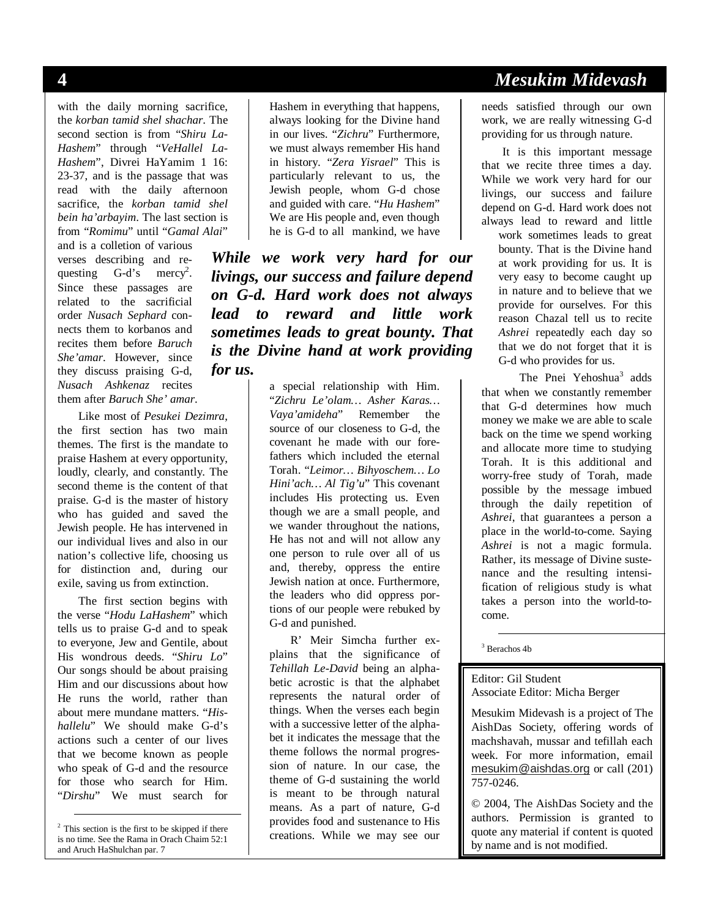with the daily morning sacrifice, the *korban tamid shel shachar*. The second section is from "*Shiru La-Hashem*" through "*VeHallel La-Hashem*", Divrei HaYamim 1 16: 23-37, and is the passage that was read with the daily afternoon sacrifice, the *korban tamid shel bein ha'arbayim*. The last section is from "*Romimu*" until "*Gamal Alai*" and is a colletion of various verses describing and requesting G-d's mercy[2]. Since these passages are related to the sacrificial order *Nusach Sephard* connects them to korbanos and recites them before *Baruch She'amar*. However, since they discuss praising G-d, *Nusach Ashkenaz* recites them after *Baruch She' amar*.

Like most of *Pesukei Dezimra*, the first section has two main themes. The first is the mandate to praise Hashem at every opportunity, loudly, clearly, and constantly. The second theme is the content of that praise. G-d is the master of history who has guided and saved the Jewish people. He has intervened in our individual lives and also in our nation's collective life, choosing us for distinction and, during our exile, saving us from extinction.

The first section begins with the verse "*Hodu LaHashem*" which tells us to praise G-d and to speak to everyone, Jew and Gentile, about His wondrous deeds. "*Shiru Lo*" Our songs should be about praising Him and our discussions about how He runs the world, rather than about mere mundane matters. "*Hishallelu*" We should make G-d's actions such a center of our lives that we become known as people who speak of G-d and the resource for those who search for Him. "*Dirshu*" We must search for Hashem in everything that happens, always looking for the Divine hand in our lives. "*Zichru*" Furthermore, we must always remember His hand in history. "*Zera Yisrael*" This is particularly relevant to us, the Jewish people, whom G-d chose and guided with care. "*Hu Hashem*" We are His people and, even though he is G-d to all mankind, we have a special relationship with Him. "*Zichru Le'olam… Asher Karas… Vaya'amideha*" Remember the source of our closeness to G-d, the covenant he made with our forefathers which included the eternal Torah. "*Leimor… Bihyoschem… Lo Hini'ach… Al Tig'u*" This covenant includes His protecting us. Even though we are a small people, and we wander throughout the nations, He has not and will not allow any one person to rule over all of us and, thereby, oppress the entire Jewish nation at once. Furthermore, the leaders who did oppress portions of our people were rebuked by G-d and punished.

***While we work very hard for our livings, our success and failure depend on G-d. Hard work does not always lead to reward and little work sometimes leads to great bounty. That is the Divine hand at work providing for us.***

R' Meir Simcha further explains that the significance of *Tehillah Le-David* being an alphabetic acrostic is that the alphabet represents the natural order of things. When the verses each begin with a successive letter of the alphabet it indicates the message that the theme follows the normal progression of nature. In our case, the theme of G-d sustaining the world is meant to be through natural means. As a part of nature, G-d provides food and sustenance to His creations. While we may see our needs satisfied through our own work, we are really witnessing G-d providing for us through nature.

It is this important message that we recite three times a day. While we work very hard for our livings, our success and failure depend on G-d. Hard work does not always lead to reward and little work sometimes leads to great bounty. That is the Divine hand at work providing for us. It is very easy to become caught up in nature and to believe that we provide for ourselves. For this reason Chazal tell us to recite *Ashrei* repeatedly each day so that we do not forget that it is G-d who provides for us.

The Pnei Yehoshua[3] adds that when we constantly remember that G-d determines how much money we make we are able to scale back on the time we spend working and allocate more time to studying Torah. It is this additional and worry-free study of Torah, made possible by the message imbued through the daily repetition of *Ashrei*, that guarantees a person a place in the world-to-come. Saying *Ashrei* is not a magic formula. Rather, its message of Divine sustenance and the resulting intensification of religious study is what takes a person into the world-to-come.

---

[2] This section is the first to be skipped if there is no time. See the Rama in Orach Chaim 52:1 and Aruch HaShulchan par. 7

[3] Berachos 4b

---

Editor: Gil Student
Associate Editor: Micha Berger

Mesukim Midevash is a project of The AishDas Society, offering words of machshavah, mussar and tefillah each week. For more information, email mesukim@aishdas.org or call (201) 757-0246.

© 2004, The AishDas Society and the authors. Permission is granted to quote any material if content is quoted by name and is not modified.